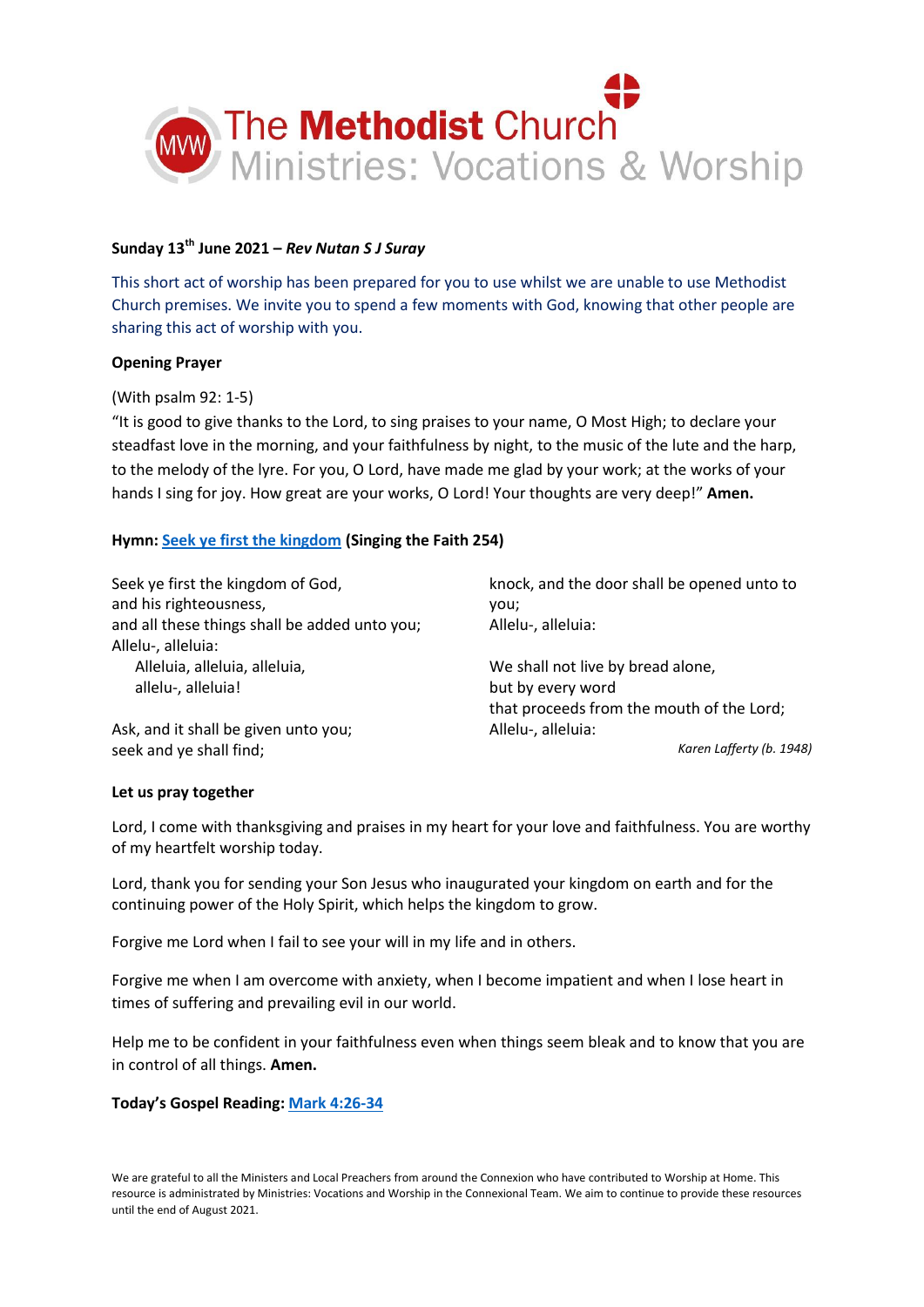# The Methodist Church
## Ministries: Vocations & Worship

**Sunday 13th June 2021 – *Rev Nutan S J Suray***

This short act of worship has been prepared for you to use whilst we are unable to use Methodist Church premises. We invite you to spend a few moments with God, knowing that other people are sharing this act of worship with you.

**Opening Prayer**

(With psalm 92: 1-5)

"It is good to give thanks to the Lord, to sing praises to your name, O Most High; to declare your steadfast love in the morning, and your faithfulness by night, to the music of the lute and the harp, to the melody of the lyre. For you, O Lord, have made me glad by your work; at the works of your hands I sing for joy. How great are your works, O Lord! Your thoughts are very deep!" **Amen.**

**Hymn: Seek ye first the kingdom (Singing the Faith 254)**

Seek ye first the kingdom of God,
and his righteousness,
and all these things shall be added unto you;
Allelu-, alleluia:
    Alleluia, alleluia, alleluia,
    allelu-, alleluia!

Ask, and it shall be given unto you;
seek and ye shall find;
knock, and the door shall be opened unto to you;
Allelu-, alleluia:

We shall not live by bread alone,
but by every word
that proceeds from the mouth of the Lord;
Allelu-, alleluia:

*Karen Lafferty (b. 1948)*

**Let us pray together**

Lord, I come with thanksgiving and praises in my heart for your love and faithfulness. You are worthy of my heartfelt worship today.

Lord, thank you for sending your Son Jesus who inaugurated your kingdom on earth and for the continuing power of the Holy Spirit, which helps the kingdom to grow.

Forgive me Lord when I fail to see your will in my life and in others.

Forgive me when I am overcome with anxiety, when I become impatient and when I lose heart in times of suffering and prevailing evil in our world.

Help me to be confident in your faithfulness even when things seem bleak and to know that you are in control of all things. **Amen.**

**Today's Gospel Reading: Mark 4:26-34**

We are grateful to all the Ministers and Local Preachers from around the Connexion who have contributed to Worship at Home. This resource is administrated by Ministries: Vocations and Worship in the Connexional Team. We aim to continue to provide these resources until the end of August 2021.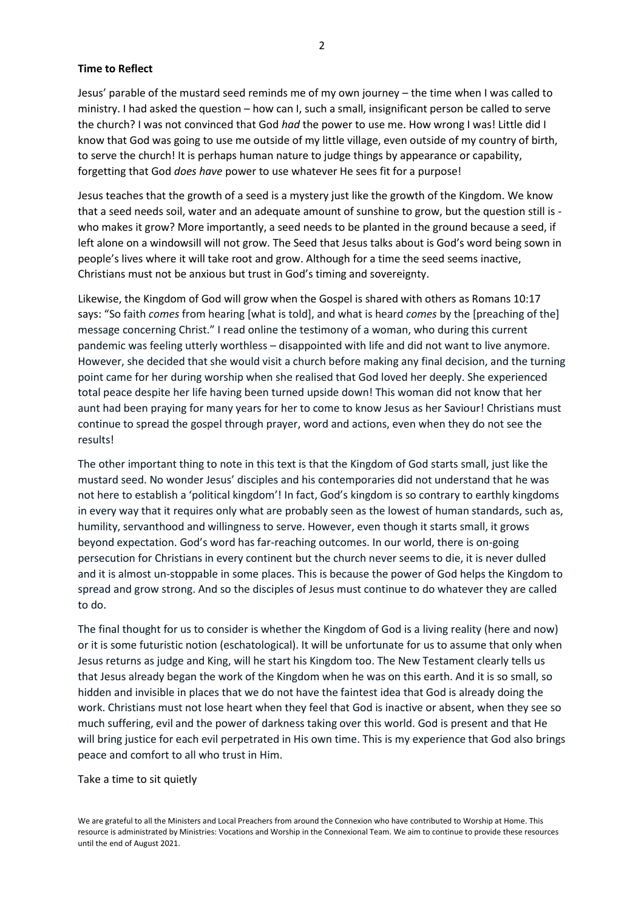**Time to Reflect**

Jesus' parable of the mustard seed reminds me of my own journey – the time when I was called to ministry. I had asked the question – how can I, such a small, insignificant person be called to serve the church? I was not convinced that God *had* the power to use me. How wrong I was! Little did I know that God was going to use me outside of my little village, even outside of my country of birth, to serve the church! It is perhaps human nature to judge things by appearance or capability, forgetting that God *does have* power to use whatever He sees fit for a purpose!

Jesus teaches that the growth of a seed is a mystery just like the growth of the Kingdom. We know that a seed needs soil, water and an adequate amount of sunshine to grow, but the question still is - who makes it grow? More importantly, a seed needs to be planted in the ground because a seed, if left alone on a windowsill will not grow. The Seed that Jesus talks about is God's word being sown in people's lives where it will take root and grow. Although for a time the seed seems inactive, Christians must not be anxious but trust in God's timing and sovereignty.

Likewise, the Kingdom of God will grow when the Gospel is shared with others as Romans 10:17 says: "So faith *comes* from hearing [what is told], and what is heard *comes* by the [preaching of the] message concerning Christ." I read online the testimony of a woman, who during this current pandemic was feeling utterly worthless – disappointed with life and did not want to live anymore. However, she decided that she would visit a church before making any final decision, and the turning point came for her during worship when she realised that God loved her deeply. She experienced total peace despite her life having been turned upside down! This woman did not know that her aunt had been praying for many years for her to come to know Jesus as her Saviour! Christians must continue to spread the gospel through prayer, word and actions, even when they do not see the results!

The other important thing to note in this text is that the Kingdom of God starts small, just like the mustard seed. No wonder Jesus' disciples and his contemporaries did not understand that he was not here to establish a 'political kingdom'! In fact, God's kingdom is so contrary to earthly kingdoms in every way that it requires only what are probably seen as the lowest of human standards, such as, humility, servanthood and willingness to serve. However, even though it starts small, it grows beyond expectation. God's word has far-reaching outcomes. In our world, there is on-going persecution for Christians in every continent but the church never seems to die, it is never dulled and it is almost un-stoppable in some places. This is because the power of God helps the Kingdom to spread and grow strong. And so the disciples of Jesus must continue to do whatever they are called to do.

The final thought for us to consider is whether the Kingdom of God is a living reality (here and now) or it is some futuristic notion (eschatological). It will be unfortunate for us to assume that only when Jesus returns as judge and King, will he start his Kingdom too. The New Testament clearly tells us that Jesus already began the work of the Kingdom when he was on this earth. And it is so small, so hidden and invisible in places that we do not have the faintest idea that God is already doing the work. Christians must not lose heart when they feel that God is inactive or absent, when they see so much suffering, evil and the power of darkness taking over this world. God is present and that He will bring justice for each evil perpetrated in His own time. This is my experience that God also brings peace and comfort to all who trust in Him.

Take a time to sit quietly

We are grateful to all the Ministers and Local Preachers from around the Connexion who have contributed to Worship at Home. This resource is administrated by Ministries: Vocations and Worship in the Connexional Team. We aim to continue to provide these resources until the end of August 2021.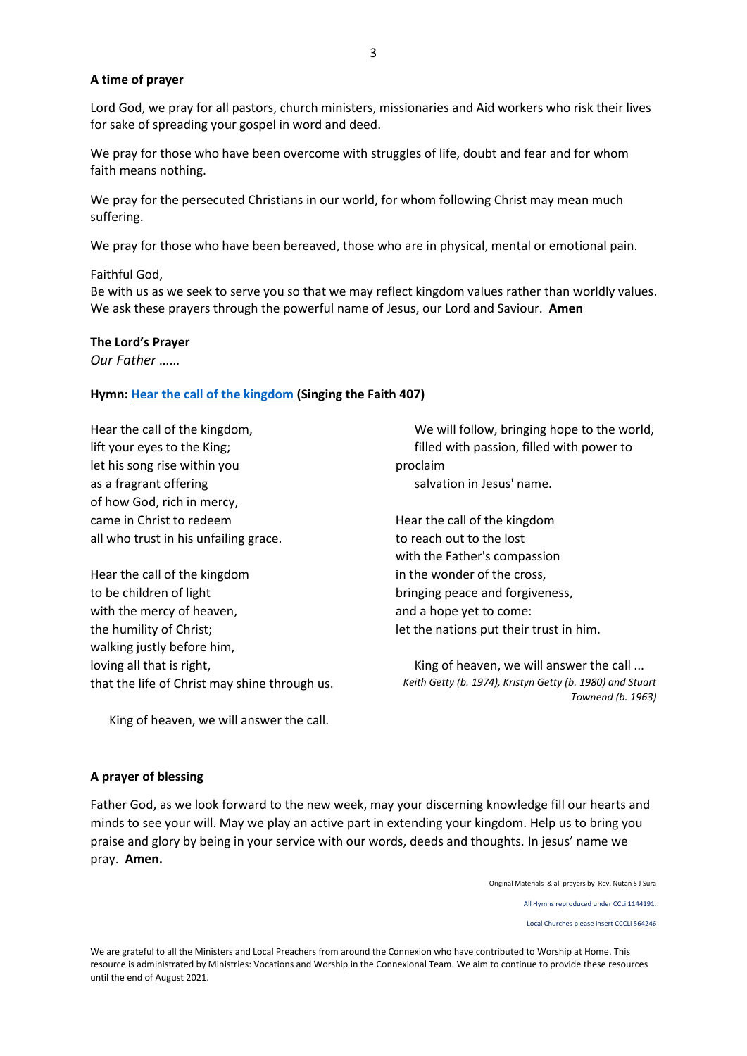**A time of prayer**

Lord God, we pray for all pastors, church ministers, missionaries and Aid workers who risk their lives for sake of spreading your gospel in word and deed.

We pray for those who have been overcome with struggles of life, doubt and fear and for whom faith means nothing.

We pray for the persecuted Christians in our world, for whom following Christ may mean much suffering.

We pray for those who have been bereaved, those who are in physical, mental or emotional pain.

Faithful God,
Be with us as we seek to serve you so that we may reflect kingdom values rather than worldly values. We ask these prayers through the powerful name of Jesus, our Lord and Saviour. **Amen**

**The Lord's Prayer**
*Our Father ……*

**Hymn: Hear the call of the kingdom (Singing the Faith 407)**

Hear the call of the kingdom,
lift your eyes to the King;
let his song rise within you
as a fragrant offering
of how God, rich in mercy,
came in Christ to redeem
all who trust in his unfailing grace.

Hear the call of the kingdom
to be children of light
with the mercy of heaven,
the humility of Christ;
walking justly before him,
loving all that is right,
that the life of Christ may shine through us.

King of heaven, we will answer the call.
We will follow, bringing hope to the world,
filled with passion, filled with power to proclaim
salvation in Jesus' name.

Hear the call of the kingdom
to reach out to the lost
with the Father's compassion
in the wonder of the cross,
bringing peace and forgiveness,
and a hope yet to come:
let the nations put their trust in him.

King of heaven, we will answer the call ...

*Keith Getty (b. 1974), Kristyn Getty (b. 1980) and Stuart Townend (b. 1963)*

**A prayer of blessing**

Father God, as we look forward to the new week, may your discerning knowledge fill our hearts and minds to see your will. May we play an active part in extending your kingdom. Help us to bring you praise and glory by being in your service with our words, deeds and thoughts. In jesus' name we pray. **Amen.**

Original Materials & all prayers by Rev. Nutan S J Sura

All Hymns reproduced under CCLi 1144191.

Local Churches please insert CCCLi 564246

We are grateful to all the Ministers and Local Preachers from around the Connexion who have contributed to Worship at Home. This resource is administrated by Ministries: Vocations and Worship in the Connexional Team. We aim to continue to provide these resources until the end of August 2021.